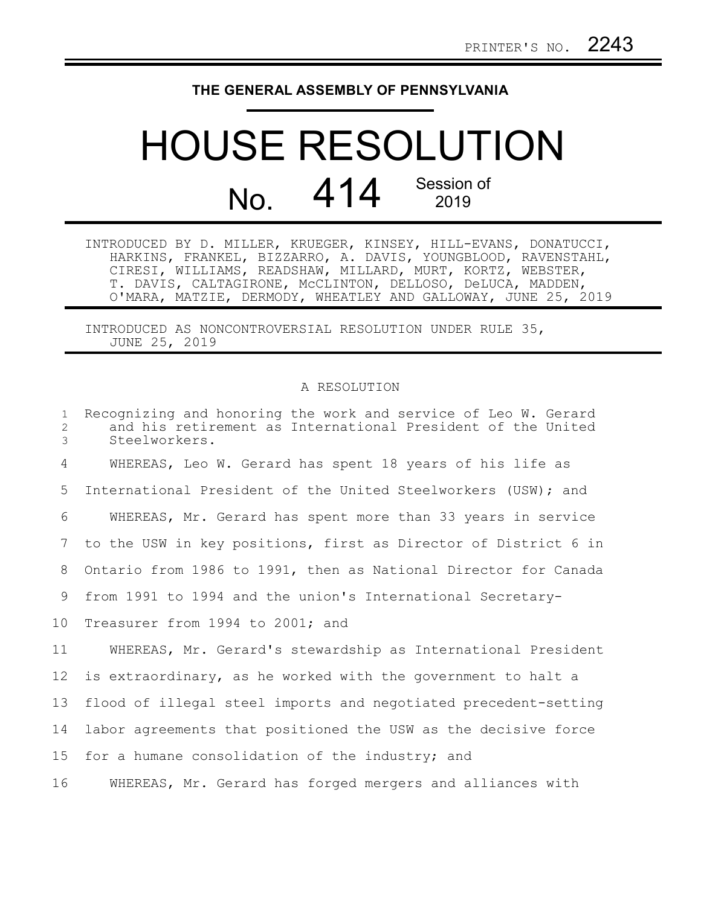PRINTER'S NO. 2243

**THE GENERAL ASSEMBLY OF PENNSYLVANIA**

# HOUSE RESOLUTION

## No. 414 Session of 2019

INTRODUCED BY D. MILLER, KRUEGER, KINSEY, HILL-EVANS, DONATUCCI, HARKINS, FRANKEL, BIZZARRO, A. DAVIS, YOUNGBLOOD, RAVENSTAHL, CIRESI, WILLIAMS, READSHAW, MILLARD, MURT, KORTZ, WEBSTER, T. DAVIS, CALTAGIRONE, McCLINTON, DELLOSO, DeLUCA, MADDEN, O'MARA, MATZIE, DERMODY, WHEATLEY AND GALLOWAY, JUNE 25, 2019

INTRODUCED AS NONCONTROVERSIAL RESOLUTION UNDER RULE 35, JUNE 25, 2019

A RESOLUTION

1 Recognizing and honoring the work and service of Leo W. Gerard
2 and his retirement as International President of the United
3 Steelworkers.

4 WHEREAS, Leo W. Gerard has spent 18 years of his life as
5 International President of the United Steelworkers (USW); and
6 WHEREAS, Mr. Gerard has spent more than 33 years in service
7 to the USW in key positions, first as Director of District 6 in
8 Ontario from 1986 to 1991, then as National Director for Canada
9 from 1991 to 1994 and the union's International Secretary-
10 Treasurer from 1994 to 2001; and
11 WHEREAS, Mr. Gerard's stewardship as International President
12 is extraordinary, as he worked with the government to halt a
13 flood of illegal steel imports and negotiated precedent-setting
14 labor agreements that positioned the USW as the decisive force
15 for a humane consolidation of the industry; and
16 WHEREAS, Mr. Gerard has forged mergers and alliances with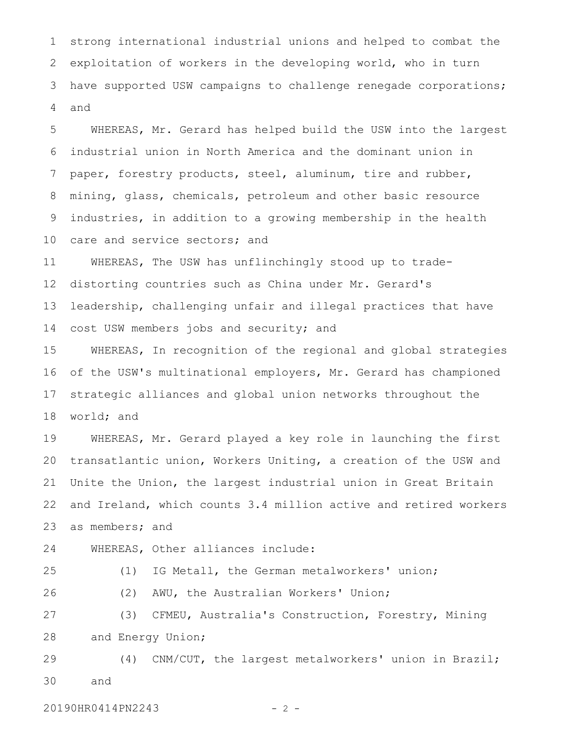strong international industrial unions and helped to combat the exploitation of workers in the developing world, who in turn have supported USW campaigns to challenge renegade corporations; and

WHEREAS, Mr. Gerard has helped build the USW into the largest industrial union in North America and the dominant union in paper, forestry products, steel, aluminum, tire and rubber, mining, glass, chemicals, petroleum and other basic resource industries, in addition to a growing membership in the health care and service sectors; and

WHEREAS, The USW has unflinchingly stood up to trade-distorting countries such as China under Mr. Gerard's leadership, challenging unfair and illegal practices that have cost USW members jobs and security; and

WHEREAS, In recognition of the regional and global strategies of the USW's multinational employers, Mr. Gerard has championed strategic alliances and global union networks throughout the world; and

WHEREAS, Mr. Gerard played a key role in launching the first transatlantic union, Workers Uniting, a creation of the USW and Unite the Union, the largest industrial union in Great Britain and Ireland, which counts 3.4 million active and retired workers as members; and

WHEREAS, Other alliances include:

(1) IG Metall, the German metalworkers' union;

(2) AWU, the Australian Workers' Union;

(3) CFMEU, Australia's Construction, Forestry, Mining and Energy Union;

(4) CNM/CUT, the largest metalworkers' union in Brazil; and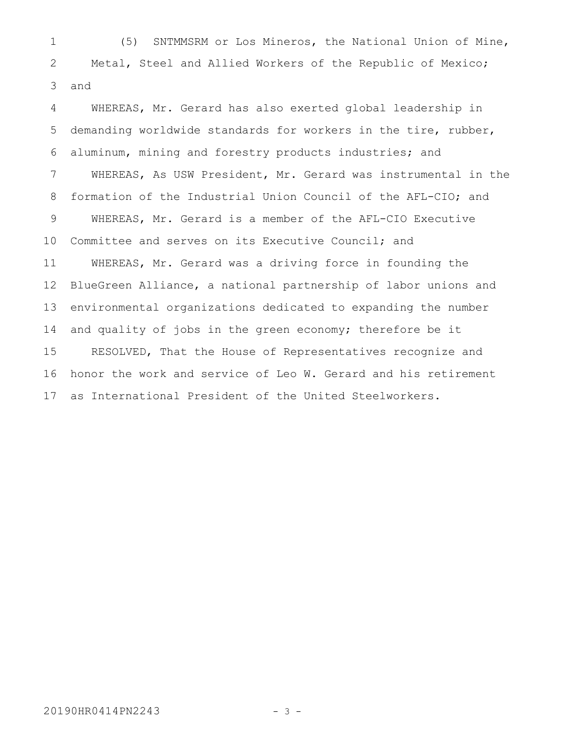(5) SNTMMSRM or Los Mineros, the National Union of Mine, Metal, Steel and Allied Workers of the Republic of Mexico; and

WHEREAS, Mr. Gerard has also exerted global leadership in demanding worldwide standards for workers in the tire, rubber, aluminum, mining and forestry products industries; and

WHEREAS, As USW President, Mr. Gerard was instrumental in the formation of the Industrial Union Council of the AFL-CIO; and

WHEREAS, Mr. Gerard is a member of the AFL-CIO Executive Committee and serves on its Executive Council; and

WHEREAS, Mr. Gerard was a driving force in founding the BlueGreen Alliance, a national partnership of labor unions and environmental organizations dedicated to expanding the number and quality of jobs in the green economy; therefore be it

RESOLVED, That the House of Representatives recognize and honor the work and service of Leo W. Gerard and his retirement as International President of the United Steelworkers.